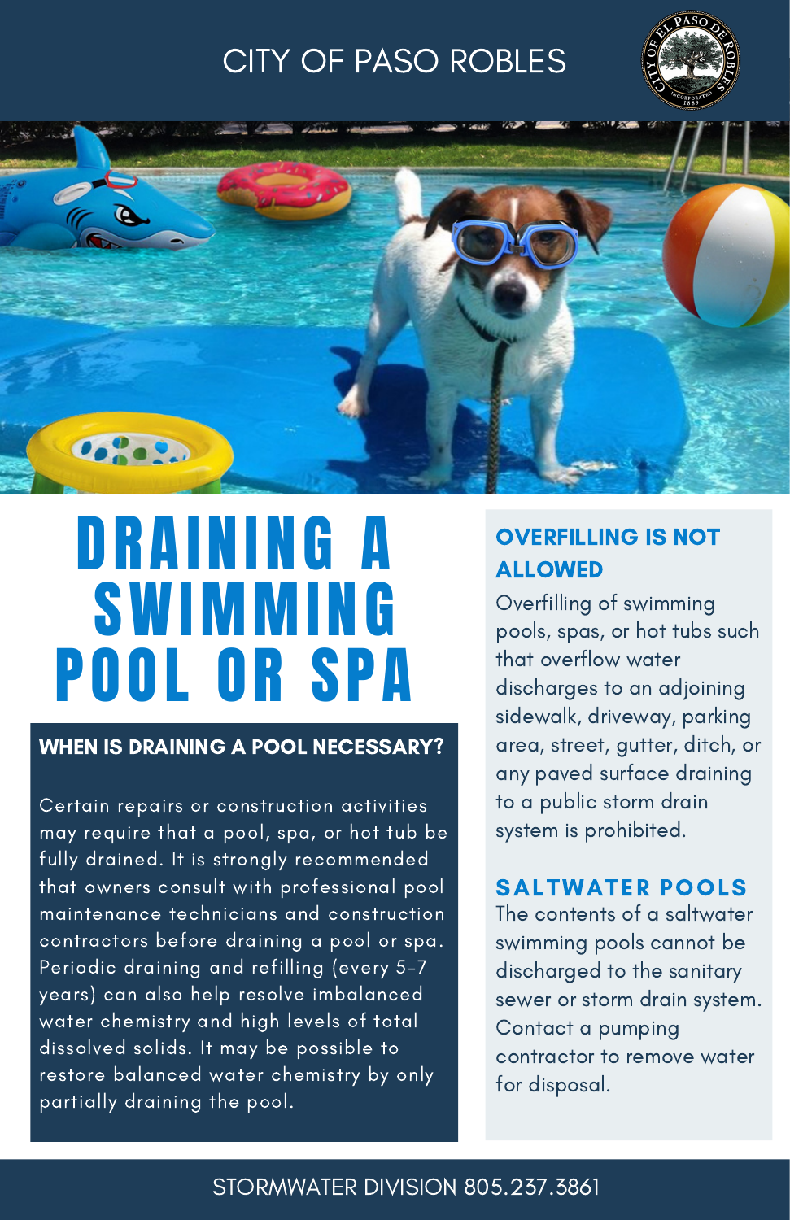CITY OF PASO ROBLES

# DRAINING A SWIMMING POOL OR SPA

## WHEN IS DRAINING A POOL NECESSARY?

Certain repairs or construction activities may require that a pool, spa, or hot tub be fully drained. It is strongly recommended that owners consult with professional pool maintenance technicians and construction contractors before draining a pool or spa. Periodic draining and refilling (every 5-7 years) can also help resolve imbalanced water chemistry and high levels of total dissolved solids. It may be possible to restore balanced water chemistry by only partially draining the pool.

## OVERFILLING IS NOT ALLOWED

Overfilling of swimming pools, spas, or hot tubs such that overflow water discharges to an adjoining sidewalk, driveway, parking area, street, gutter, ditch, or any paved surface draining to a public storm drain system is prohibited.

## SALTWATER POOLS

The contents of a saltwater swimming pools cannot be discharged to the sanitary sewer or storm drain system. Contact a pumping contractor to remove water for disposal.

STORMWATER DIVISION 805.237.3861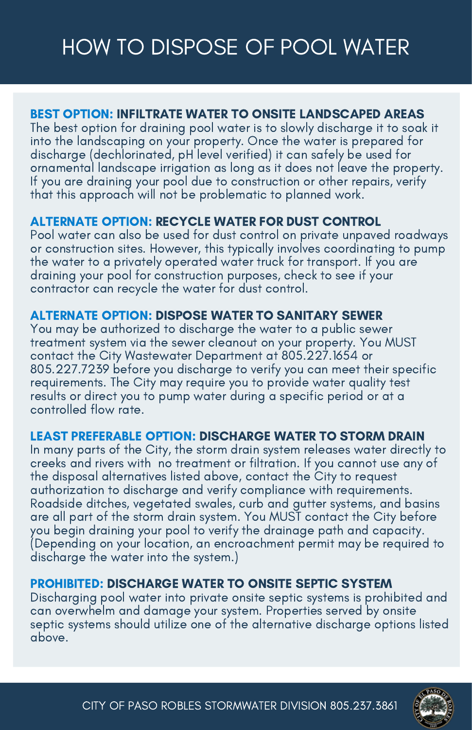# HOW TO DISPOSE OF POOL WATER

**BEST OPTION: INFILTRATE WATER TO ONSITE LANDSCAPED AREAS**
The best option for draining pool water is to slowly discharge it to soak it into the landscaping on your property. Once the water is prepared for discharge (dechlorinated, pH level verified) it can safely be used for ornamental landscape irrigation as long as it does not leave the property. If you are draining your pool due to construction or other repairs, verify that this approach will not be problematic to planned work.

**ALTERNATE OPTION: RECYCLE WATER FOR DUST CONTROL**
Pool water can also be used for dust control on private unpaved roadways or construction sites. However, this typically involves coordinating to pump the water to a privately operated water truck for transport. If you are draining your pool for construction purposes, check to see if your contractor can recycle the water for dust control.

**ALTERNATE OPTION: DISPOSE WATER TO SANITARY SEWER**
You may be authorized to discharge the water to a public sewer treatment system via the sewer cleanout on your property. You MUST contact the City Wastewater Department at 805.227.1654 or 805.227.7239 before you discharge to verify you can meet their specific requirements. The City may require you to provide water quality test results or direct you to pump water during a specific period or at a controlled flow rate.

**LEAST PREFERABLE OPTION: DISCHARGE WATER TO STORM DRAIN**
In many parts of the City, the storm drain system releases water directly to creeks and rivers with no treatment or filtration. If you cannot use any of the disposal alternatives listed above, contact the City to request authorization to discharge and verify compliance with requirements. Roadside ditches, vegetated swales, curb and gutter systems, and basins are all part of the storm drain system. You MUST contact the City before you begin draining your pool to verify the drainage path and capacity. (Depending on your location, an encroachment permit may be required to discharge the water into the system.)

**PROHIBITED: DISCHARGE WATER TO ONSITE SEPTIC SYSTEM**
Discharging pool water into private onsite septic systems is prohibited and can overwhelm and damage your system. Properties served by onsite septic systems should utilize one of the alternative discharge options listed above.

CITY OF PASO ROBLES STORMWATER DIVISION 805.237.3861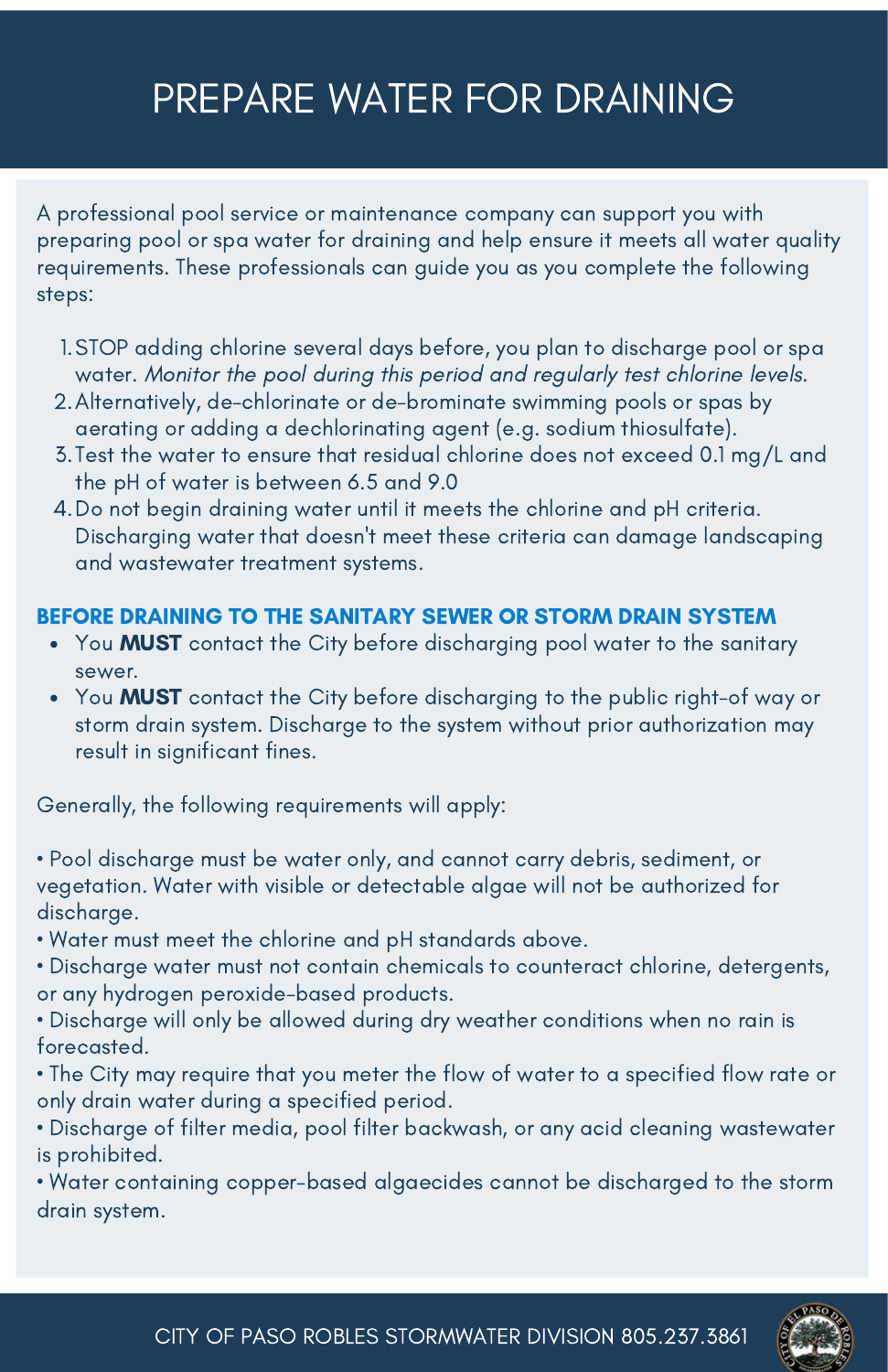# PREPARE WATER FOR DRAINING

A professional pool service or maintenance company can support you with preparing pool or spa water for draining and help ensure it meets all water quality requirements. These professionals can guide you as you complete the following steps:

1. STOP adding chlorine several days before, you plan to discharge pool or spa water. *Monitor the pool during this period and regularly test chlorine levels.*
2. Alternatively, de-chlorinate or de-brominate swimming pools or spas by aerating or adding a dechlorinating agent (e.g. sodium thiosulfate).
3. Test the water to ensure that residual chlorine does not exceed 0.1 mg/L and the pH of water is between 6.5 and 9.0
4. Do not begin draining water until it meets the chlorine and pH criteria. Discharging water that doesn't meet these criteria can damage landscaping and wastewater treatment systems.

## BEFORE DRAINING TO THE SANITARY SEWER OR STORM DRAIN SYSTEM

- You **MUST** contact the City before discharging pool water to the sanitary sewer.
- You **MUST** contact the City before discharging to the public right-of way or storm drain system. Discharge to the system without prior authorization may result in significant fines.

Generally, the following requirements will apply:

- Pool discharge must be water only, and cannot carry debris, sediment, or vegetation. Water with visible or detectable algae will not be authorized for discharge.
- Water must meet the chlorine and pH standards above.
- Discharge water must not contain chemicals to counteract chlorine, detergents, or any hydrogen peroxide-based products.
- Discharge will only be allowed during dry weather conditions when no rain is forecasted.
- The City may require that you meter the flow of water to a specified flow rate or only drain water during a specified period.
- Discharge of filter media, pool filter backwash, or any acid cleaning wastewater is prohibited.
- Water containing copper-based algaecides cannot be discharged to the storm drain system.

CITY OF PASO ROBLES STORMWATER DIVISION 805.237.3861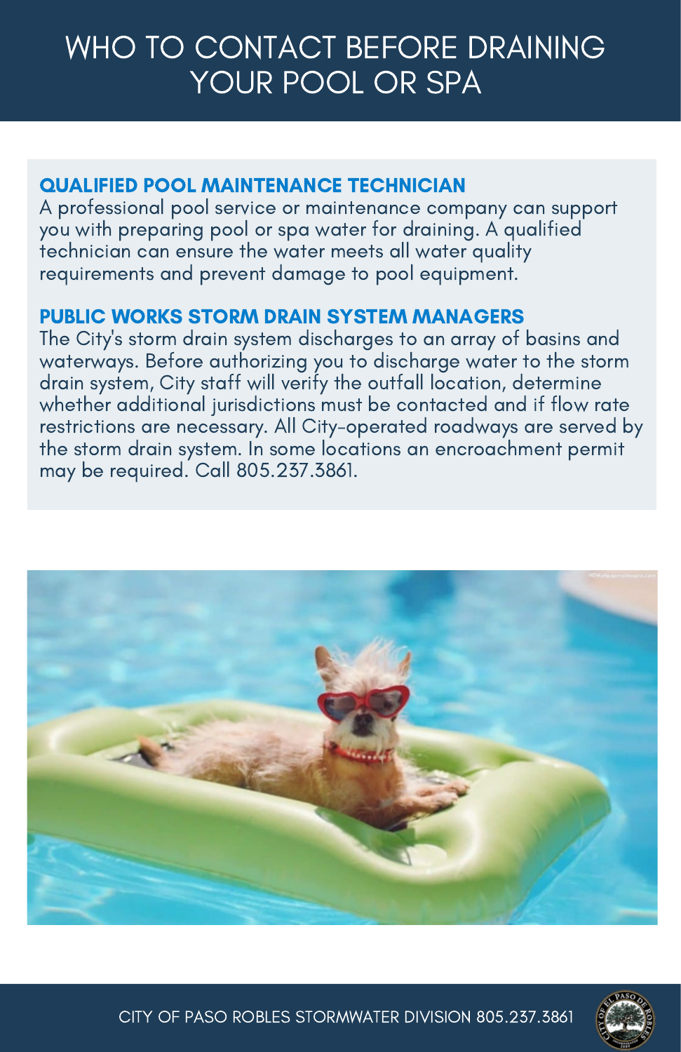# WHO TO CONTACT BEFORE DRAINING YOUR POOL OR SPA

## QUALIFIED POOL MAINTENANCE TECHNICIAN

A professional pool service or maintenance company can support you with preparing pool or spa water for draining. A qualified technician can ensure the water meets all water quality requirements and prevent damage to pool equipment.

## PUBLIC WORKS STORM DRAIN SYSTEM MANAGERS

The City's storm drain system discharges to an array of basins and waterways. Before authorizing you to discharge water to the storm drain system, City staff will verify the outfall location, determine whether additional jurisdictions must be contacted and if flow rate restrictions are necessary. All City-operated roadways are served by the storm drain system. In some locations an encroachment permit may be required. Call 805.237.3861.

CITY OF PASO ROBLES STORMWATER DIVISION 805.237.3861